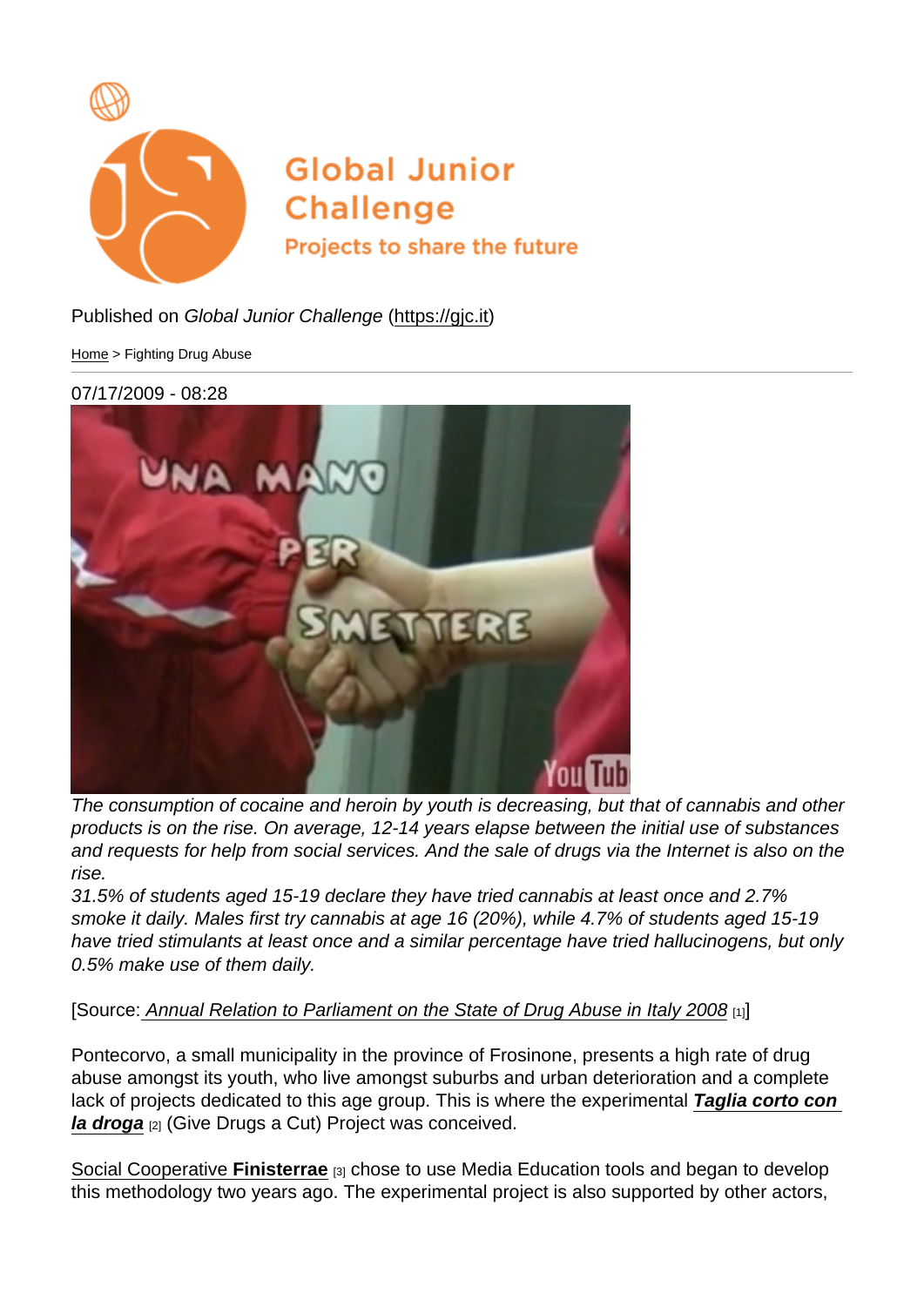Published on *Global Junior Challenge* (https://gjc.it)

Home > Fighting Drug Abuse

07/17/2009 - 08:28

*The consumption of cocaine and heroin by youth is decreasing, but that of cannabis and other products is on the rise. On average, 12-14 years elapse between the initial use of substances and requests for help from social services. And the sale of drugs via the Internet is also on the rise.*
*31.5% of students aged 15-19 declare they have tried cannabis at least once and 2.7% smoke it daily. Males first try cannabis at age 16 (20%), while 4.7% of students aged 15-19 have tried stimulants at least once and a similar percentage have tried hallucinogens, but only 0.5% make use of them daily.*

[Source: *Annual Relation to Parliament on the State of Drug Abuse in Italy 2008* [1]]

Pontecorvo, a small municipality in the province of Frosinone, presents a high rate of drug abuse amongst its youth, who live amongst suburbs and urban deterioration and a complete lack of projects dedicated to this age group. This is where the experimental ***Taglia corto con la droga*** [2] (Give Drugs a Cut) Project was conceived.

Social Cooperative **Finisterrae** [3] chose to use Media Education tools and began to develop this methodology two years ago. The experimental project is also supported by other actors,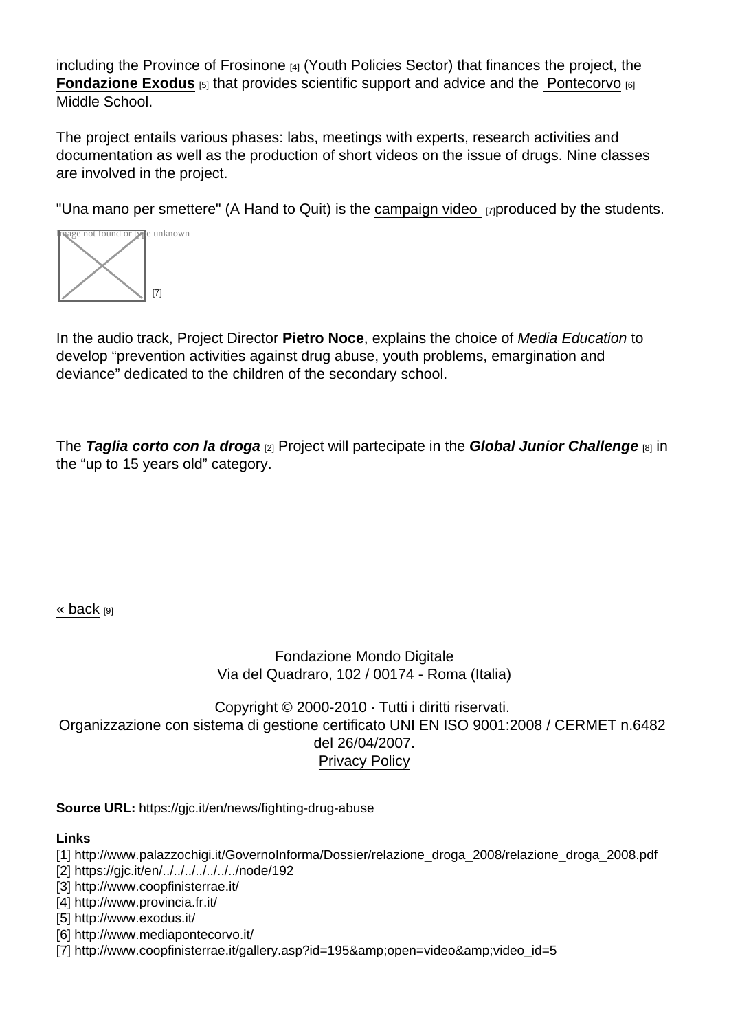including the Province of Frosinone [4] (Youth Policies Sector) that finances the project, the **Fondazione Exodus** [5] that provides scientific support and advice and the Pontecorvo [6] Middle School.

The project entails various phases: labs, meetings with experts, research activities and documentation as well as the production of short videos on the issue of drugs. Nine classes are involved in the project.

"Una mano per smettere" (A Hand to Quit) is the campaign video [7]produced by the students.

Image not found or type unknown [7]

In the audio track, Project Director **Pietro Noce**, explains the choice of *Media Education* to develop "prevention activities against drug abuse, youth problems, emargination and deviance" dedicated to the children of the secondary school.

The ***Taglia corto con la droga*** [2] Project will partecipate in the ***Global Junior Challenge*** [8] in the "up to 15 years old" category.

« back [9]

Fondazione Mondo Digitale
Via del Quadraro, 102 / 00174 - Roma (Italia)

Copyright © 2000-2010 · Tutti i diritti riservati.
Organizzazione con sistema di gestione certificato UNI EN ISO 9001:2008 / CERMET n.6482 del 26/04/2007.
Privacy Policy

---

**Source URL:** https://gjc.it/en/news/fighting-drug-abuse

**Links**
[1] http://www.palazzochigi.it/GovernoInforma/Dossier/relazione_droga_2008/relazione_droga_2008.pdf
[2] https://gjc.it/en/../../../../../../node/192
[3] http://www.coopfinisterrae.it/
[4] http://www.provincia.fr.it/
[5] http://www.exodus.it/
[6] http://www.mediapontecorvo.it/
[7] http://www.coopfinisterrae.it/gallery.asp?id=195&amp;open=video&amp;video_id=5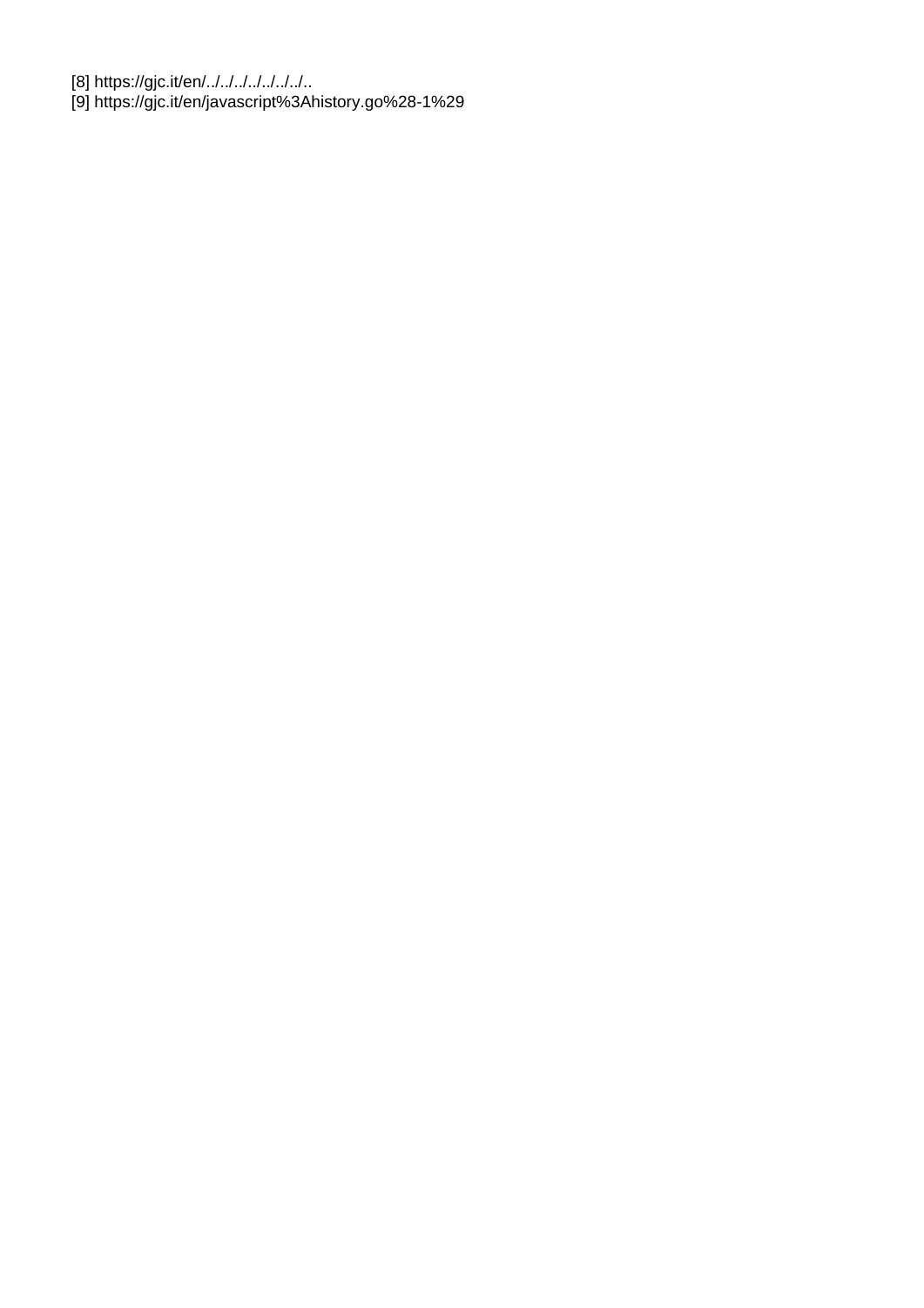[8] https://gjc.it/en/../../../../../../../..
[9] https://gjc.it/en/javascript%3Ahistory.go%28-1%29